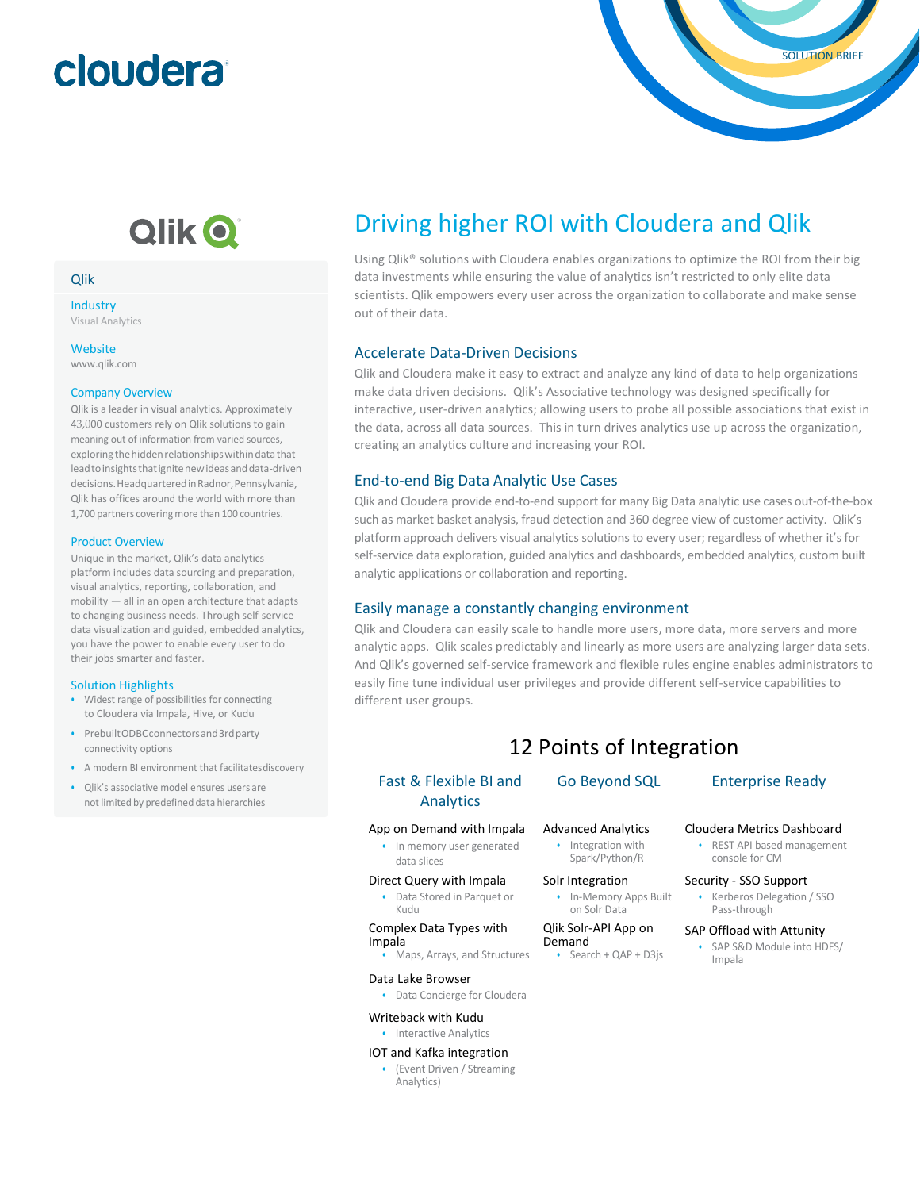cloudera

SOLUTION BRIEF

Qlik

## Qlik

### Industry

Visual Analytics

### Website

www.qlik.com

### Company Overview

Qlik is a leader in visual analytics. Approximately 43,000 customers rely on Qlik solutions to gain meaning out of information from varied sources, exploring the hidden relationships within data that lead to insights that ignite new ideas and data-driven decisions. Headquartered in Radnor, Pennsylvania, Qlik has offices around the world with more than 1,700 partners covering more than 100 countries.

### Product Overview

Unique in the market, Qlik's data analytics platform includes data sourcing and preparation, visual analytics, reporting, collaboration, and mobility — all in an open architecture that adapts to changing business needs. Through self-service data visualization and guided, embedded analytics, you have the power to enable every user to do their jobs smarter and faster.

### Solution Highlights

- Widest range of possibilities for connecting to Cloudera via Impala, Hive, or Kudu
- Prebuilt ODBC connectors and 3rd party connectivity options
- A modern BI environment that facilitates discovery
- Qlik's associative model ensures users are not limited by predefined data hierarchies

# Driving higher ROI with Cloudera and Qlik

Using Qlik® solutions with Cloudera enables organizations to optimize the ROI from their big data investments while ensuring the value of analytics isn't restricted to only elite data scientists. Qlik empowers every user across the organization to collaborate and make sense out of their data.

## Accelerate Data-Driven Decisions

Qlik and Cloudera make it easy to extract and analyze any kind of data to help organizations make data driven decisions. Qlik's Associative technology was designed specifically for interactive, user-driven analytics; allowing users to probe all possible associations that exist in the data, across all data sources. This in turn drives analytics use up across the organization, creating an analytics culture and increasing your ROI.

## End-to-end Big Data Analytic Use Cases

Qlik and Cloudera provide end-to-end support for many Big Data analytic use cases out-of-the-box such as market basket analysis, fraud detection and 360 degree view of customer activity. Qlik's platform approach delivers visual analytics solutions to every user; regardless of whether it's for self-service data exploration, guided analytics and dashboards, embedded analytics, custom built analytic applications or collaboration and reporting.

## Easily manage a constantly changing environment

Qlik and Cloudera can easily scale to handle more users, more data, more servers and more analytic apps. Qlik scales predictably and linearly as more users are analyzing larger data sets. And Qlik's governed self-service framework and flexible rules engine enables administrators to easily fine tune individual user privileges and provide different self-service capabilities to different user groups.

## 12 Points of Integration

### Fast & Flexible BI and Analytics

App on Demand with Impala
- In memory user generated data slices

Direct Query with Impala
- Data Stored in Parquet or Kudu

Complex Data Types with Impala
- Maps, Arrays, and Structures

Data Lake Browser
- Data Concierge for Cloudera

Writeback with Kudu
- Interactive Analytics

IOT and Kafka integration
- (Event Driven / Streaming Analytics)

### Go Beyond SQL

Advanced Analytics
- Integration with Spark/Python/R

Solr Integration
- In-Memory Apps Built on Solr Data

Qlik Solr-API App on Demand
- Search + QAP + D3js

### Enterprise Ready

Cloudera Metrics Dashboard
- REST API based management console for CM

Security - SSO Support
- Kerberos Delegation / SSO Pass-through

SAP Offload with Attunity
- SAP S&D Module into HDFS/ Impala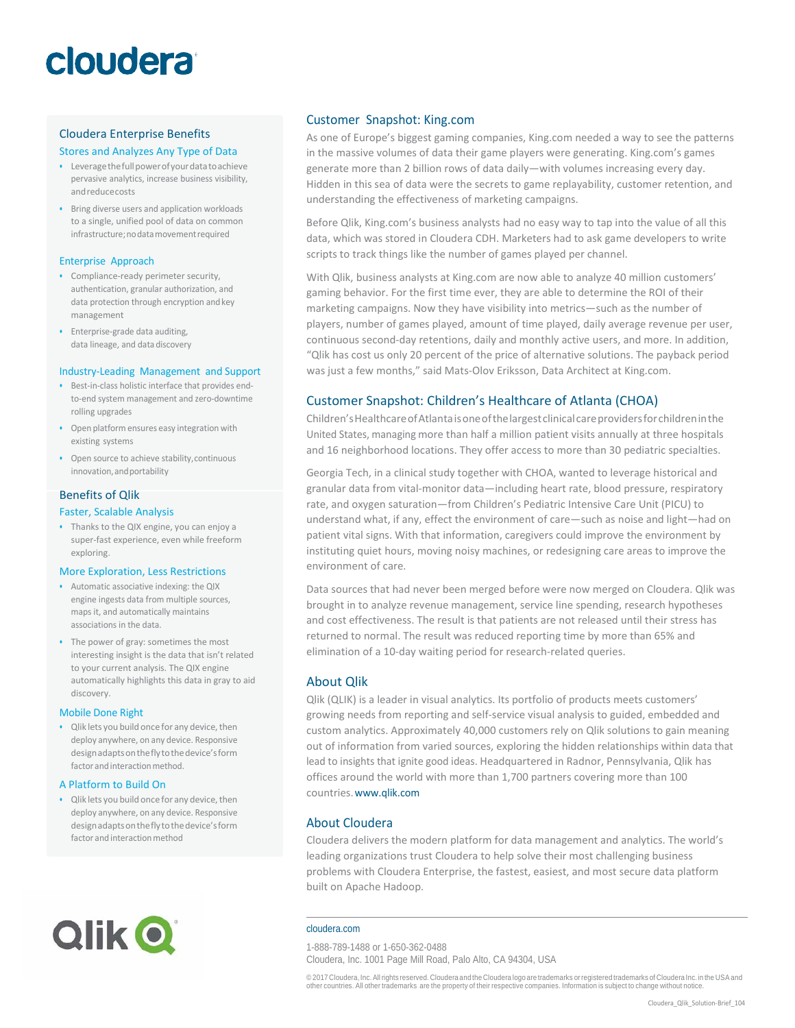## Cloudera Enterprise Benefits

### Stores and Analyzes Any Type of Data

- Leverage the full power of your data to achieve pervasive analytics, increase business visibility, and reduce costs
- Bring diverse users and application workloads to a single, unified pool of data on common infrastructure; no data movement required

### Enterprise Approach

- Compliance-ready perimeter security, authentication, granular authorization, and data protection through encryption and key management
- Enterprise-grade data auditing, data lineage, and data discovery

### Industry-Leading Management and Support

- Best-in-class holistic interface that provides end-to-end system management and zero-downtime rolling upgrades
- Open platform ensures easy integration with existing systems
- Open source to achieve stability, continuous innovation, and portability

## Benefits of Qlik

### Faster, Scalable Analysis

- Thanks to the QIX engine, you can enjoy a super-fast experience, even while freeform exploring.

### More Exploration, Less Restrictions

- Automatic associative indexing: the QIX engine ingests data from multiple sources, maps it, and automatically maintains associations in the data.
- The power of gray: sometimes the most interesting insight is the data that isn't related to your current analysis. The QIX engine automatically highlights this data in gray to aid discovery.

### Mobile Done Right

- Qlik lets you build once for any device, then deploy anywhere, on any device. Responsive design adapts on the fly to the device's form factor and interaction method.

### A Platform to Build On

- Qlik lets you build once for any device, then deploy anywhere, on any device. Responsive design adapts on the fly to the device's form factor and interaction method

## Customer Snapshot: King.com

As one of Europe's biggest gaming companies, King.com needed a way to see the patterns in the massive volumes of data their game players were generating. King.com's games generate more than 2 billion rows of data daily—with volumes increasing every day. Hidden in this sea of data were the secrets to game replayability, customer retention, and understanding the effectiveness of marketing campaigns.

Before Qlik, King.com's business analysts had no easy way to tap into the value of all this data, which was stored in Cloudera CDH. Marketers had to ask game developers to write scripts to track things like the number of games played per channel.

With Qlik, business analysts at King.com are now able to analyze 40 million customers' gaming behavior. For the first time ever, they are able to determine the ROI of their marketing campaigns. Now they have visibility into metrics—such as the number of players, number of games played, amount of time played, daily average revenue per user, continuous second-day retentions, daily and monthly active users, and more. In addition, "Qlik has cost us only 20 percent of the price of alternative solutions. The payback period was just a few months," said Mats-Olov Eriksson, Data Architect at King.com.

## Customer Snapshot: Children's Healthcare of Atlanta (CHOA)

Children's Healthcare of Atlanta is one of the largest clinical care providers for children in the United States, managing more than half a million patient visits annually at three hospitals and 16 neighborhood locations. They offer access to more than 30 pediatric specialties.

Georgia Tech, in a clinical study together with CHOA, wanted to leverage historical and granular data from vital-monitor data—including heart rate, blood pressure, respiratory rate, and oxygen saturation—from Children's Pediatric Intensive Care Unit (PICU) to understand what, if any, effect the environment of care—such as noise and light—had on patient vital signs. With that information, caregivers could improve the environment by instituting quiet hours, moving noisy machines, or redesigning care areas to improve the environment of care.

Data sources that had never been merged before were now merged on Cloudera. Qlik was brought in to analyze revenue management, service line spending, research hypotheses and cost effectiveness. The result is that patients are not released until their stress has returned to normal. The result was reduced reporting time by more than 65% and elimination of a 10-day waiting period for research-related queries.

## About Qlik

Qlik (QLIK) is a leader in visual analytics. Its portfolio of products meets customers' growing needs from reporting and self-service visual analysis to guided, embedded and custom analytics. Approximately 40,000 customers rely on Qlik solutions to gain meaning out of information from varied sources, exploring the hidden relationships within data that lead to insights that ignite good ideas. Headquartered in Radnor, Pennsylvania, Qlik has offices around the world with more than 1,700 partners covering more than 100 countries. www.qlik.com

## About Cloudera

Cloudera delivers the modern platform for data management and analytics. The world's leading organizations trust Cloudera to help solve their most challenging business problems with Cloudera Enterprise, the fastest, easiest, and most secure data platform built on Apache Hadoop.

cloudera.com

1-888-789-1488 or 1-650-362-0488
Cloudera, Inc. 1001 Page Mill Road, Palo Alto, CA 94304, USA

© 2017 Cloudera, Inc. All rights reserved. Cloudera and the Cloudera logo are trademarks or registered trademarks of Cloudera Inc. in the USA and other countries. All other trademarks are the property of their respective companies. Information is subject to change without notice.

Cloudera_Qlik_Solution-Brief_104